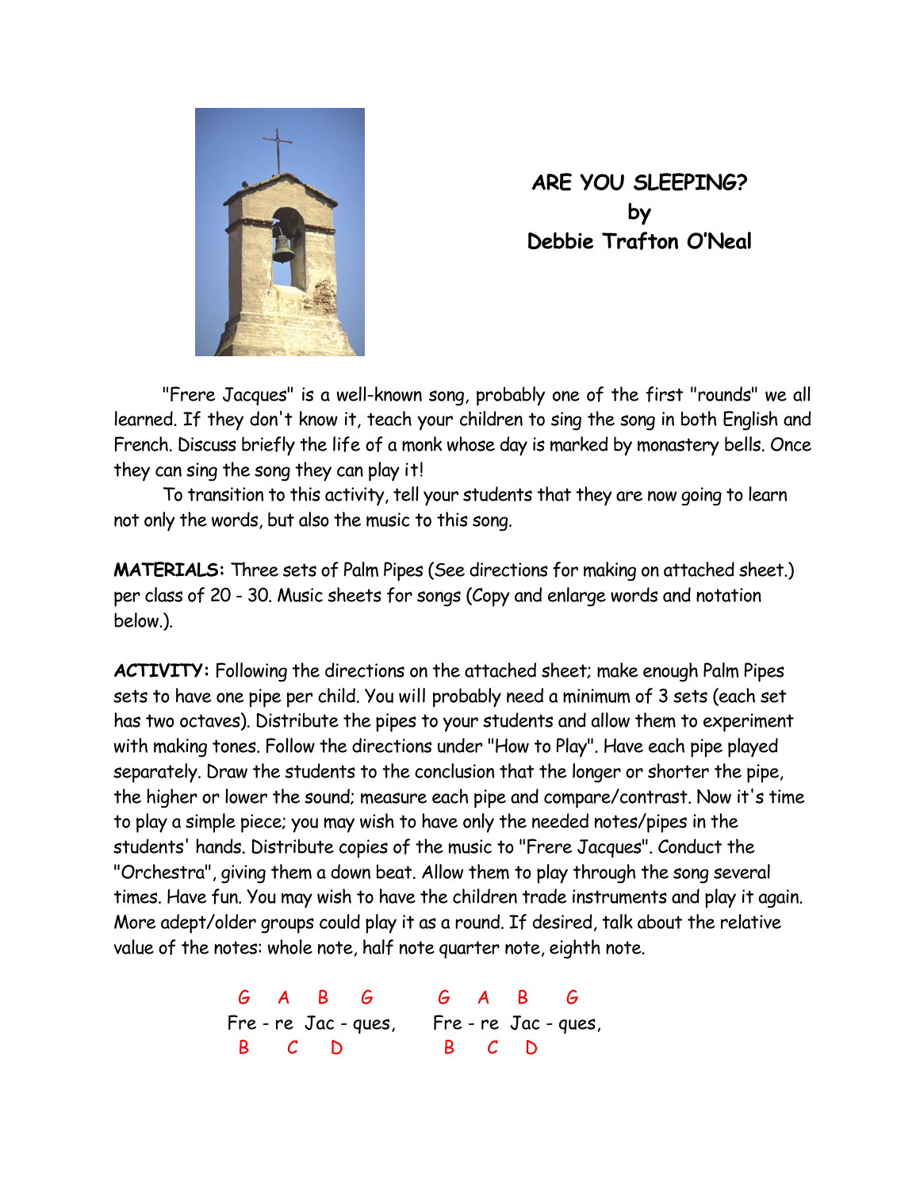# ARE YOU SLEEPING?
## by
## Debbie Trafton O'Neal

"Frere Jacques" is a well-known song, probably one of the first "rounds" we all learned. If they don't know it, teach your children to sing the song in both English and French. Discuss briefly the life of a monk whose day is marked by monastery bells. Once they can sing the song they can play it!

To transition to this activity, tell your students that they are now going to learn not only the words, but also the music to this song.

**MATERIALS:** Three sets of Palm Pipes (See directions for making on attached sheet.) per class of 20 - 30. Music sheets for songs (Copy and enlarge words and notation below.).

**ACTIVITY:** Following the directions on the attached sheet; make enough Palm Pipes sets to have one pipe per child. You will probably need a minimum of 3 sets (each set has two octaves). Distribute the pipes to your students and allow them to experiment with making tones. Follow the directions under "How to Play". Have each pipe played separately. Draw the students to the conclusion that the longer or shorter the pipe, the higher or lower the sound; measure each pipe and compare/contrast. Now it's time to play a simple piece; you may wish to have only the needed notes/pipes in the students' hands. Distribute copies of the music to "Frere Jacques". Conduct the "Orchestra", giving them a down beat. Allow them to play through the song several times. Have fun. You may wish to have the children trade instruments and play it again. More adept/older groups could play it as a round. If desired, talk about the relative value of the notes: whole note, half note quarter note, eighth note.

```
 G   A   B   G        G   A   B   G
Fre - re  Jac - ques,   Fre - re  Jac - ques,
 B    C    D           B    C    D
```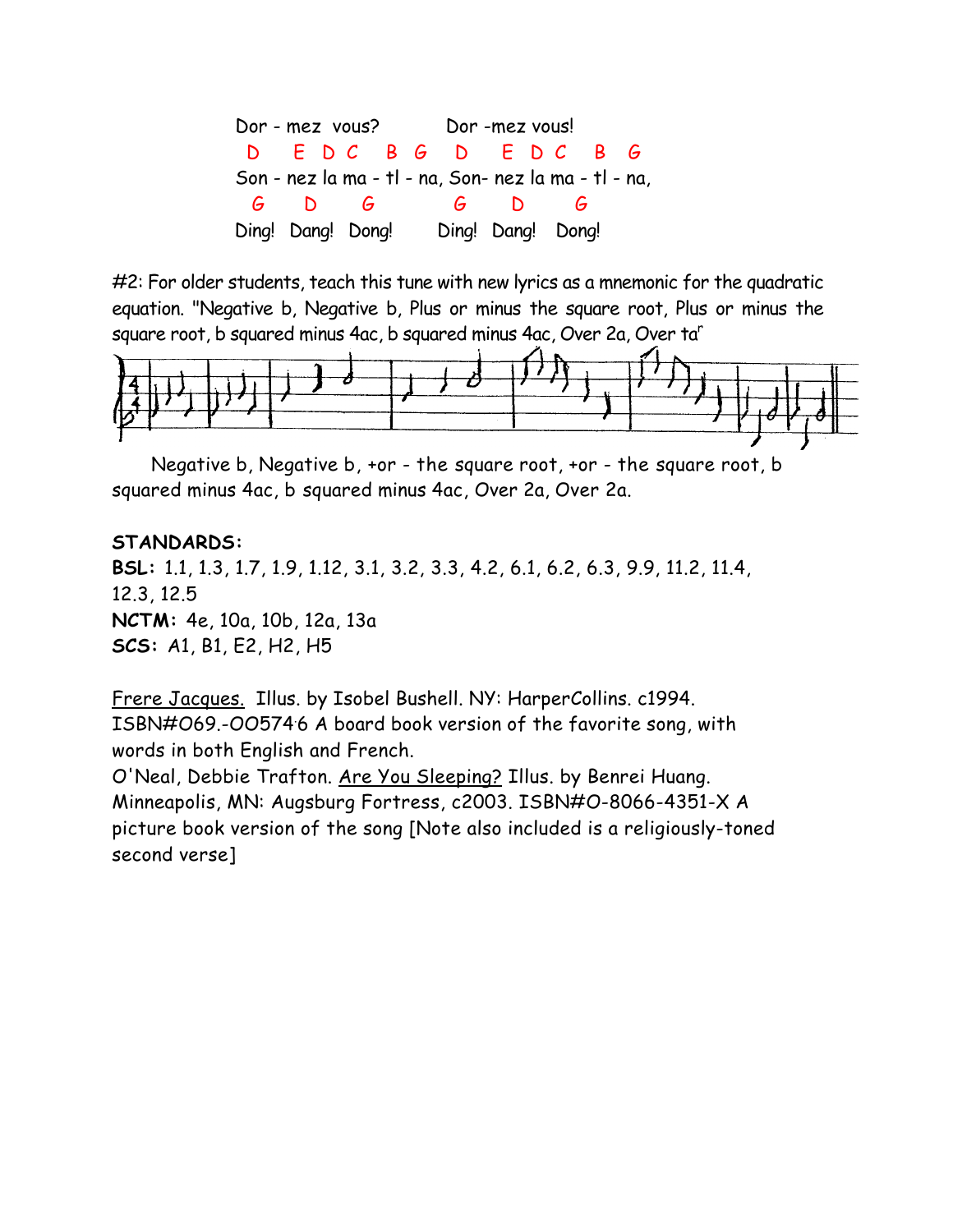Dor - mez vous? Dor -mez vous!
D E D C B G D E D C B G
Son - nez la ma - tl - na, Son- nez la ma - tl - na,
G D G G D G
Ding! Dang! Dong! Ding! Dang! Dong!

#2: For older students, teach this tune with new lyrics as a mnemonic for the quadratic equation. "Negative b, Negative b, Plus or minus the square root, Plus or minus the square root, b squared minus 4ac, b squared minus 4ac, Over 2a, Over 2a"

Negative b, Negative b, +or - the square root, +or - the square root, b squared minus 4ac, b squared minus 4ac, Over 2a, Over 2a.

**STANDARDS:**
**BSL:** 1.1, 1.3, 1.7, 1.9, 1.12, 3.1, 3.2, 3.3, 4.2, 6.1, 6.2, 6.3, 9.9, 11.2, 11.4, 12.3, 12.5
**NCTM:** 4e, 10a, 10b, 12a, 13a
**SCS:** A1, B1, E2, H2, H5

Frere Jacques. Illus. by Isobel Bushell. NY: HarperCollins. c1994. ISBN#069.-00574.6 A board book version of the favorite song, with words in both English and French.
O'Neal, Debbie Trafton. Are You Sleeping? Illus. by Benrei Huang. Minneapolis, MN: Augsburg Fortress, c2003. ISBN#0-8066-4351-X A picture book version of the song [Note also included is a religiously-toned second verse]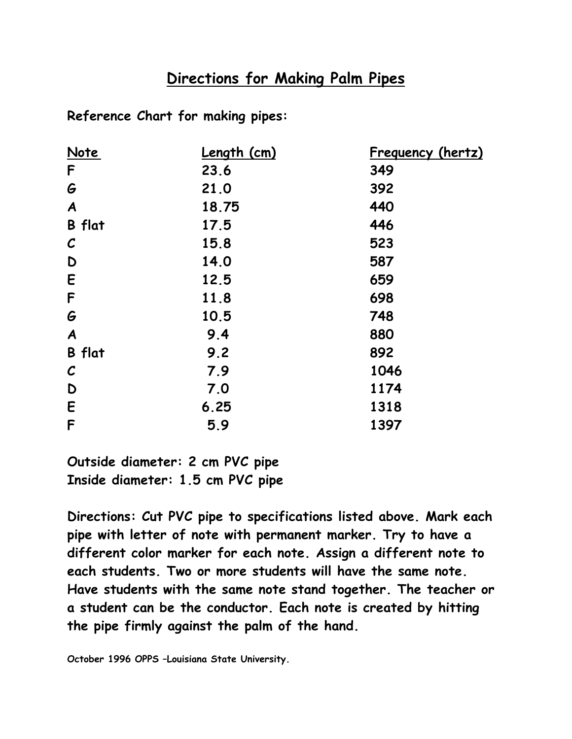## Directions for Making Palm Pipes

**Reference Chart for making pipes:**

| Note | Length (cm) | Frequency (hertz) |
|---|---|---|
| F | 23.6 | 349 |
| G | 21.0 | 392 |
| A | 18.75 | 440 |
| B flat | 17.5 | 446 |
| C | 15.8 | 523 |
| D | 14.0 | 587 |
| E | 12.5 | 659 |
| F | 11.8 | 698 |
| G | 10.5 | 748 |
| A | 9.4 | 880 |
| B flat | 9.2 | 892 |
| C | 7.9 | 1046 |
| D | 7.0 | 1174 |
| E | 6.25 | 1318 |
| F | 5.9 | 1397 |

**Outside diameter: 2 cm PVC pipe**
**Inside diameter: 1.5 cm PVC pipe**

**Directions: Cut PVC pipe to specifications listed above. Mark each pipe with letter of note with permanent marker. Try to have a different color marker for each note. Assign a different note to each students. Two or more students will have the same note. Have students with the same note stand together. The teacher or a student can be the conductor. Each note is created by hitting the pipe firmly against the palm of the hand.**

**October 1996 OPPS –Louisiana State University.**